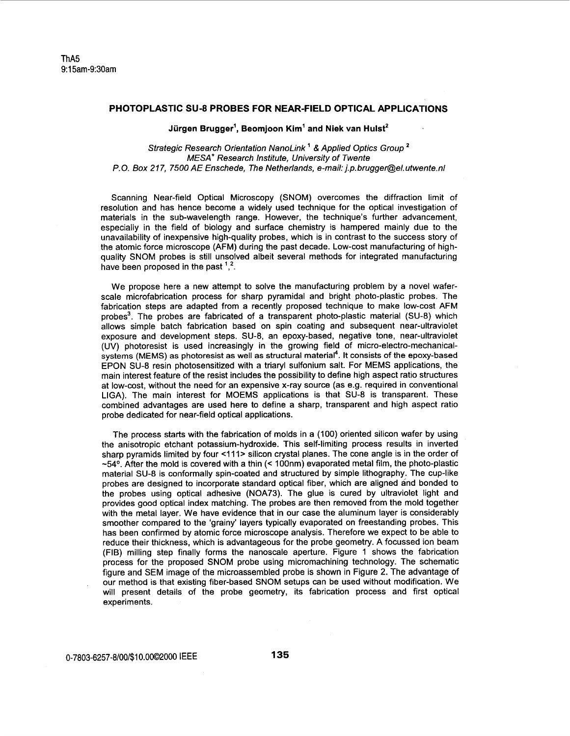ThA5
9:15am-9:30am

# PHOTOPLASTIC SU-8 PROBES FOR NEAR-FIELD OPTICAL APPLICATIONS

**Jürgen Brugger[1], Beomjoon Kim[1] and Niek van Hulst[2]**

*Strategic Research Orientation NanoLink [1] & Applied Optics Group [2]*
*MESA+ Research Institute, University of Twente*
*P.O. Box 217, 7500 AE Enschede, The Netherlands, e-mail: j.p.brugger@el.utwente.nl*

Scanning Near-field Optical Microscopy (SNOM) overcomes the diffraction limit of resolution and has hence become a widely used technique for the optical investigation of materials in the sub-wavelength range. However, the technique's further advancement, especially in the field of biology and surface chemistry is hampered mainly due to the unavailability of inexpensive high-quality probes, which is in contrast to the success story of the atomic force microscope (AFM) during the past decade. Low-cost manufacturing of high-quality SNOM probes is still unsolved albeit several methods for integrated manufacturing have been proposed in the past [1],[2].

We propose here a new attempt to solve the manufacturing problem by a novel wafer-scale microfabrication process for sharp pyramidal and bright photo-plastic probes. The fabrication steps are adapted from a recently proposed technique to make low-cost AFM probes[3]. The probes are fabricated of a transparent photo-plastic material (SU-8) which allows simple batch fabrication based on spin coating and subsequent near-ultraviolet exposure and development steps. SU-8, an epoxy-based, negative tone, near-ultraviolet (UV) photoresist is used increasingly in the growing field of micro-electro-mechanical-systems (MEMS) as photoresist as well as structural material[4]. It consists of the epoxy-based EPON SU-8 resin photosensitized with a triaryl sulfonium salt. For MEMS applications, the main interest feature of the resist includes the possibility to define high aspect ratio structures at low-cost, without the need for an expensive x-ray source (as e.g. required in conventional LIGA). The main interest for MOEMS applications is that SU-8 is transparent. These combined advantages are used here to define a sharp, transparent and high aspect ratio probe dedicated for near-field optical applications.

The process starts with the fabrication of molds in a (100) oriented silicon wafer by using the anisotropic etchant potassium-hydroxide. This self-limiting process results in inverted sharp pyramids limited by four <111> silicon crystal planes. The cone angle is in the order of ~54°. After the mold is covered with a thin (< 100nm) evaporated metal film, the photo-plastic material SU-8 is conformally spin-coated and structured by simple lithography. The cup-like probes are designed to incorporate standard optical fiber, which are aligned and bonded to the probes using optical adhesive (NOA73). The glue is cured by ultraviolet light and provides good optical index matching. The probes are then removed from the mold together with the metal layer. We have evidence that in our case the aluminum layer is considerably smoother compared to the 'grainy' layers typically evaporated on freestanding probes. This has been confirmed by atomic force microscope analysis. Therefore we expect to be able to reduce their thickness, which is advantageous for the probe geometry. A focussed ion beam (FIB) milling step finally forms the nanoscale aperture. Figure 1 shows the fabrication process for the proposed SNOM probe using micromachining technology. The schematic figure and SEM image of the microassembled probe is shown in Figure 2. The advantage of our method is that existing fiber-based SNOM setups can be used without modification. We will present details of the probe geometry, its fabrication process and first optical experiments.

0-7803-6257-8/00/$10.00©2000 IEEE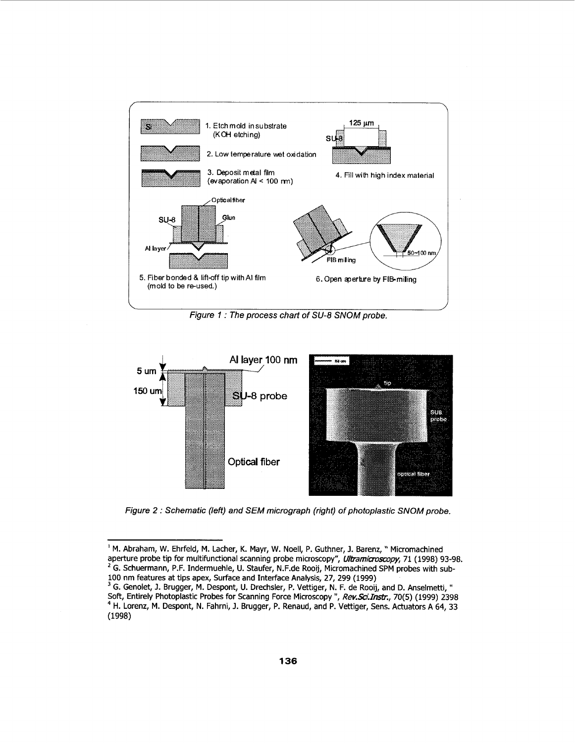1. Etch mold in substrate (KOH etching)

2. Low temperature wet oxidation

3. Deposit metal film (evaporation Al < 100 nm)

4. Fill with high index material

5. Fiber bonded & lift-off tip with Al film (mold to be re-used.)

6. Open aperture by FIB-milling

*Figure 1 : The process chart of SU-8 SNOM probe.*

*Figure 2 : Schematic (left) and SEM micrograph (right) of photoplastic SNOM probe.*

---

[1] M. Abraham, W. Ehrfeld, M. Lacher, K. Mayr, W. Noell, P. Guthner, J. Barenz, " Micromachined aperture probe tip for multifunctional scanning probe microscopy", *Ultramicroscopy*, 71 (1998) 93-98.

[2] G. Schuermann, P.F. Indermuehle, U. Staufer, N.F.de Rooij, Micromachined SPM probes with sub-100 nm features at tips apex, Surface and Interface Analysis, 27, 299 (1999)

[3] G. Genolet, J. Brugger, M. Despont, U. Drechsler, P. Vettiger, N. F. de Rooij, and D. Anselmetti, " Soft, Entirely Photoplastic Probes for Scanning Force Microscopy ", *Rev.Sci.Instr.*, 70(5) (1999) 2398

[4] H. Lorenz, M. Despont, N. Fahrni, J. Brugger, P. Renaud, and P. Vettiger, Sens. Actuators A 64, 33 (1998)